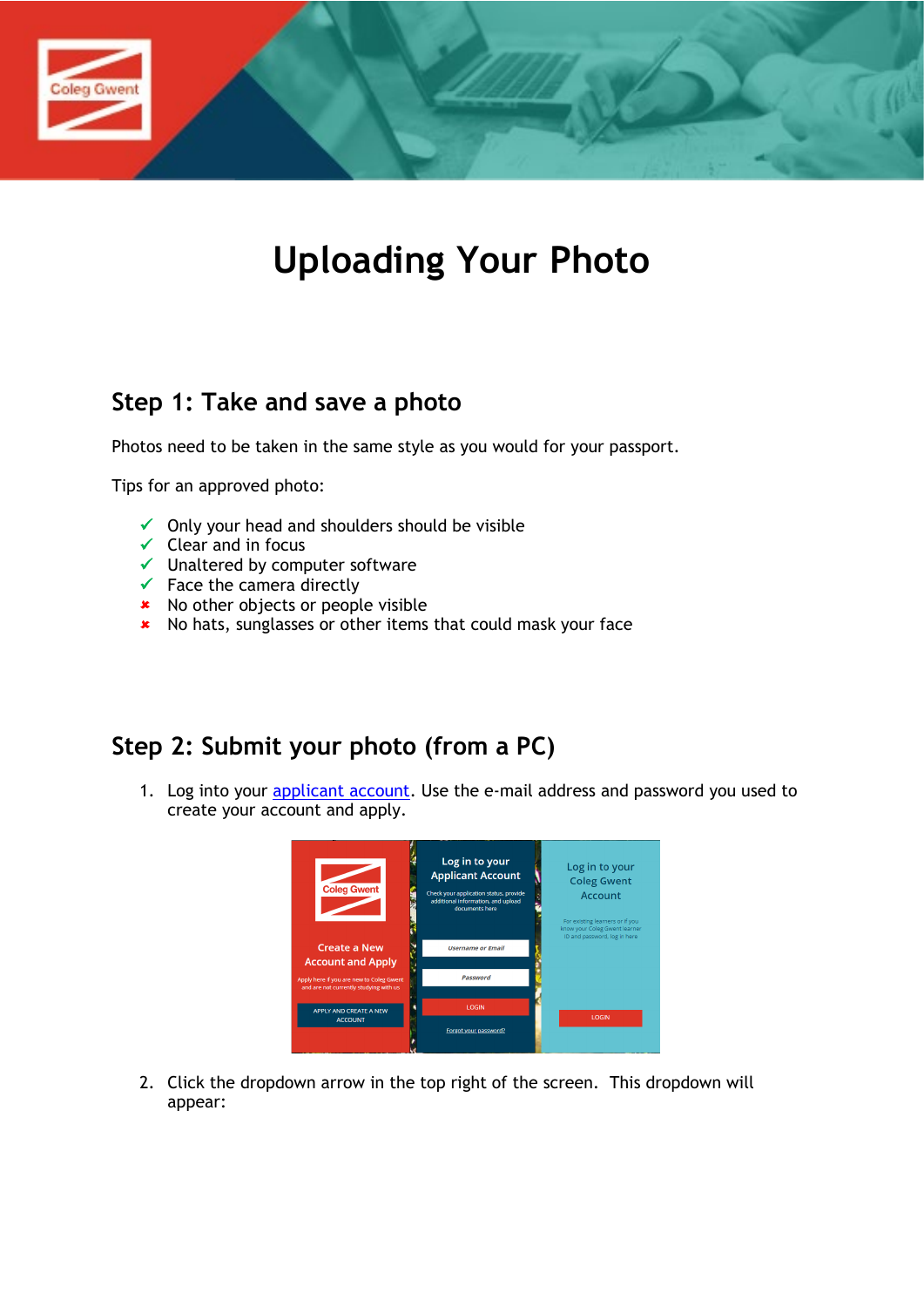# Uploading Your Photo

## Step 1: Take and save a photo

Photos need to be taken in the same style as you would for your passport.

Tips for an approved photo:

- ✓ Only your head and shoulders should be visible
- ✓ Clear and in focus
- ✓ Unaltered by computer software
- ✓ Face the camera directly
- ✗ No other objects or people visible
- ✗ No hats, sunglasses or other items that could mask your face

## Step 2: Submit your photo (from a PC)

1. Log into your applicant account. Use the e-mail address and password you used to create your account and apply.

2. Click the dropdown arrow in the top right of the screen. This dropdown will appear: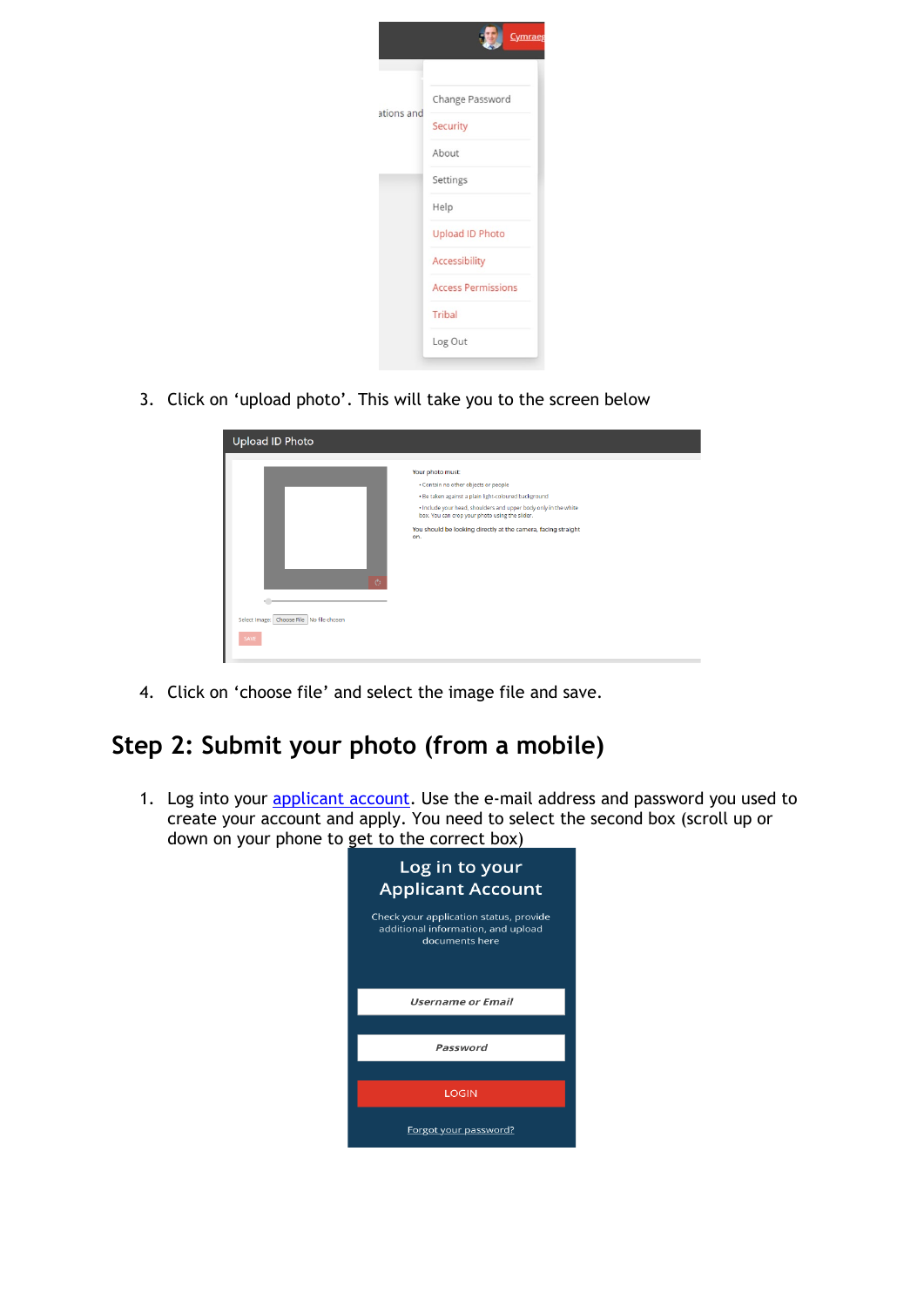3. Click on 'upload photo'. This will take you to the screen below

4. Click on 'choose file' and select the image file and save.

## Step 2: Submit your photo (from a mobile)

1. Log into your applicant account. Use the e-mail address and password you used to create your account and apply. You need to select the second box (scroll up or down on your phone to get to the correct box)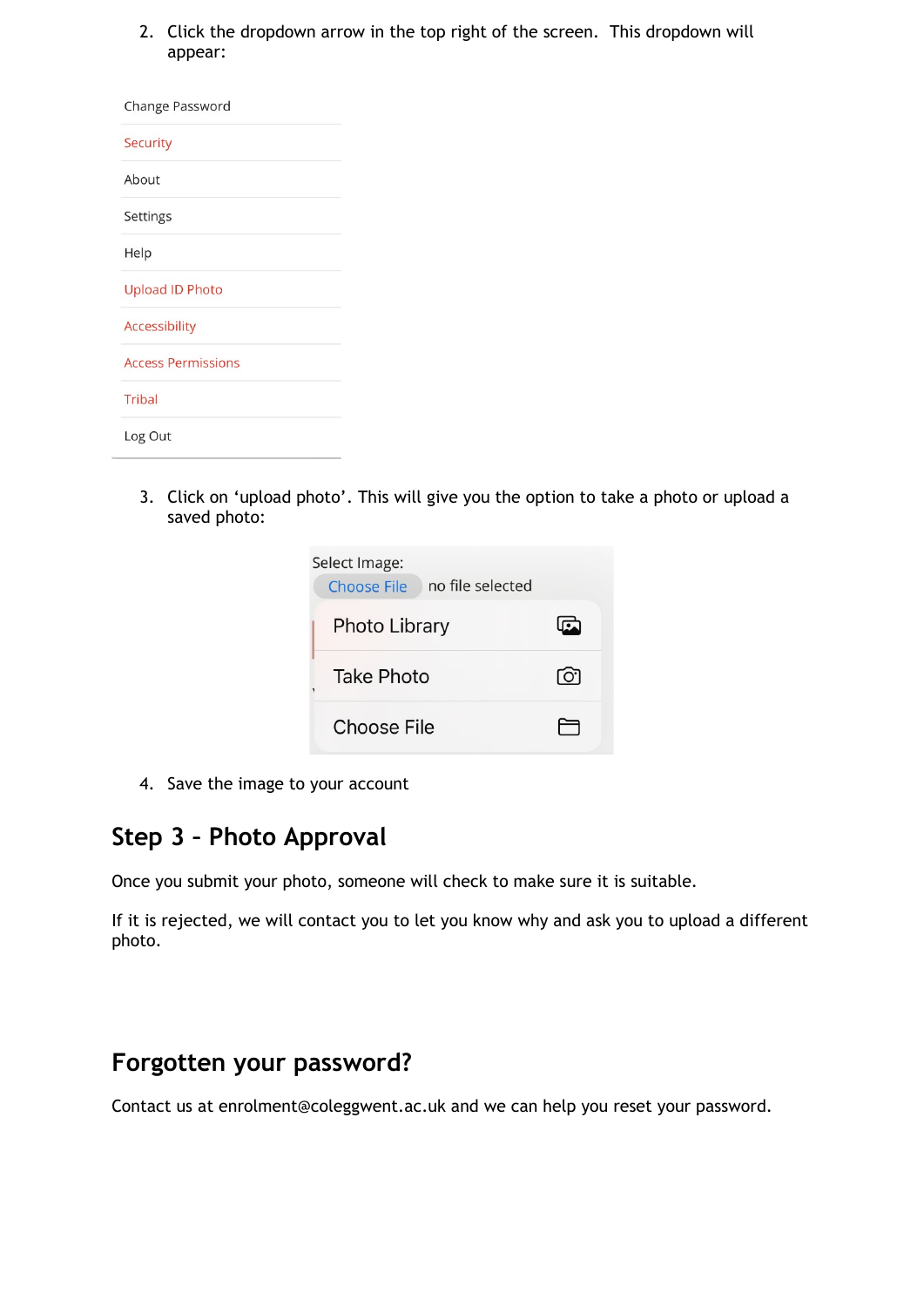2. Click the dropdown arrow in the top right of the screen. This dropdown will appear:

Change Password
Security
About
Settings
Help
Upload ID Photo
Accessibility
Access Permissions
Tribal
Log Out

3. Click on 'upload photo'. This will give you the option to take a photo or upload a saved photo:

Select Image:
Choose File no file selected
Photo Library
Take Photo
Choose File

4. Save the image to your account

## Step 3 – Photo Approval

Once you submit your photo, someone will check to make sure it is suitable.

If it is rejected, we will contact you to let you know why and ask you to upload a different photo.

## Forgotten your password?

Contact us at enrolment@coleggwent.ac.uk and we can help you reset your password.